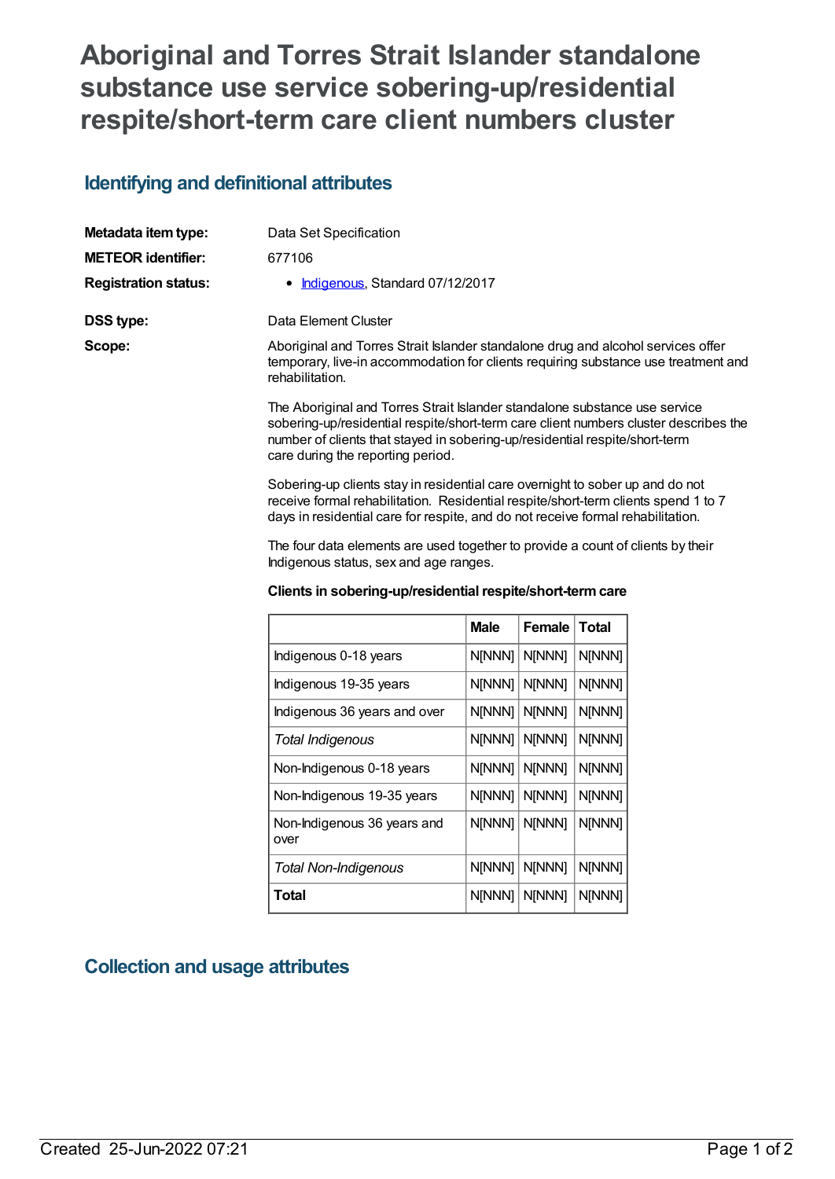# Aboriginal and Torres Strait Islander standalone substance use service sobering-up/residential respite/short-term care client numbers cluster

## Identifying and definitional attributes

| | |
|---|---|
| **Metadata item type:** | Data Set Specification |
| **METEOR identifier:** | 677106 |
| **Registration status:** | • Indigenous, Standard 07/12/2017 |
| **DSS type:** | Data Element Cluster |

**Scope:**

Aboriginal and Torres Strait Islander standalone drug and alcohol services offer temporary, live-in accommodation for clients requiring substance use treatment and rehabilitation.

The Aboriginal and Torres Strait Islander standalone substance use service sobering-up/residential respite/short-term care client numbers cluster describes the number of clients that stayed in sobering-up/residential respite/short-term care during the reporting period.

Sobering-up clients stay in residential care overnight to sober up and do not receive formal rehabilitation. Residential respite/short-term clients spend 1 to 7 days in residential care for respite, and do not receive formal rehabilitation.

The four data elements are used together to provide a count of clients by their Indigenous status, sex and age ranges.

**Clients in sobering-up/residential respite/short-term care**

| | **Male** | **Female** | **Total** |
|---|---|---|---|
| Indigenous 0-18 years | N[NNN] | N[NNN] | N[NNN] |
| Indigenous 19-35 years | N[NNN] | N[NNN] | N[NNN] |
| Indigenous 36 years and over | N[NNN] | N[NNN] | N[NNN] |
| *Total Indigenous* | N[NNN] | N[NNN] | N[NNN] |
| Non-Indigenous 0-18 years | N[NNN] | N[NNN] | N[NNN] |
| Non-Indigenous 19-35 years | N[NNN] | N[NNN] | N[NNN] |
| Non-Indigenous 36 years and over | N[NNN] | N[NNN] | N[NNN] |
| *Total Non-Indigenous* | N[NNN] | N[NNN] | N[NNN] |
| **Total** | N[NNN] | N[NNN] | N[NNN] |

## Collection and usage attributes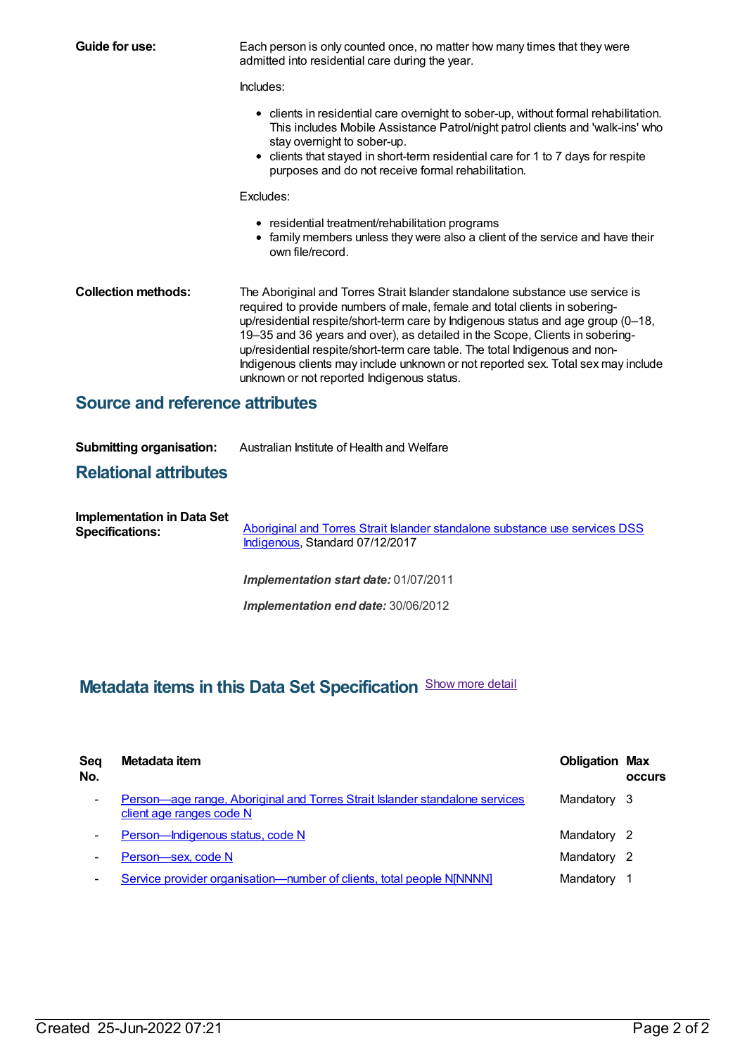**Guide for use:** Each person is only counted once, no matter how many times that they were admitted into residential care during the year.

Includes:

- clients in residential care overnight to sober-up, without formal rehabilitation. This includes Mobile Assistance Patrol/night patrol clients and 'walk-ins' who stay overnight to sober-up.
- clients that stayed in short-term residential care for 1 to 7 days for respite purposes and do not receive formal rehabilitation.

Excludes:

- residential treatment/rehabilitation programs
- family members unless they were also a client of the service and have their own file/record.

**Collection methods:** The Aboriginal and Torres Strait Islander standalone substance use service is required to provide numbers of male, female and total clients in sobering-up/residential respite/short-term care by Indigenous status and age group (0–18, 19–35 and 36 years and over), as detailed in the Scope, Clients in sobering-up/residential respite/short-term care table. The total Indigenous and non-Indigenous clients may include unknown or not reported sex. Total sex may include unknown or not reported Indigenous status.

## Source and reference attributes

**Submitting organisation:** Australian Institute of Health and Welfare

## Relational attributes

**Implementation in Data Set Specifications:** Aboriginal and Torres Strait Islander standalone substance use services DSS Indigenous, Standard 07/12/2017

*Implementation start date:* 01/07/2011

*Implementation end date:* 30/06/2012

## Metadata items in this Data Set Specification

Show more detail

| Seq No. | Metadata item | Obligation | Max occurs |
|---|---|---|---|
| - | Person—age range, Aboriginal and Torres Strait Islander standalone services client age ranges code N | Mandatory | 3 |
| - | Person—Indigenous status, code N | Mandatory | 2 |
| - | Person—sex, code N | Mandatory | 2 |
| - | Service provider organisation—number of clients, total people N[NNNN] | Mandatory | 1 |